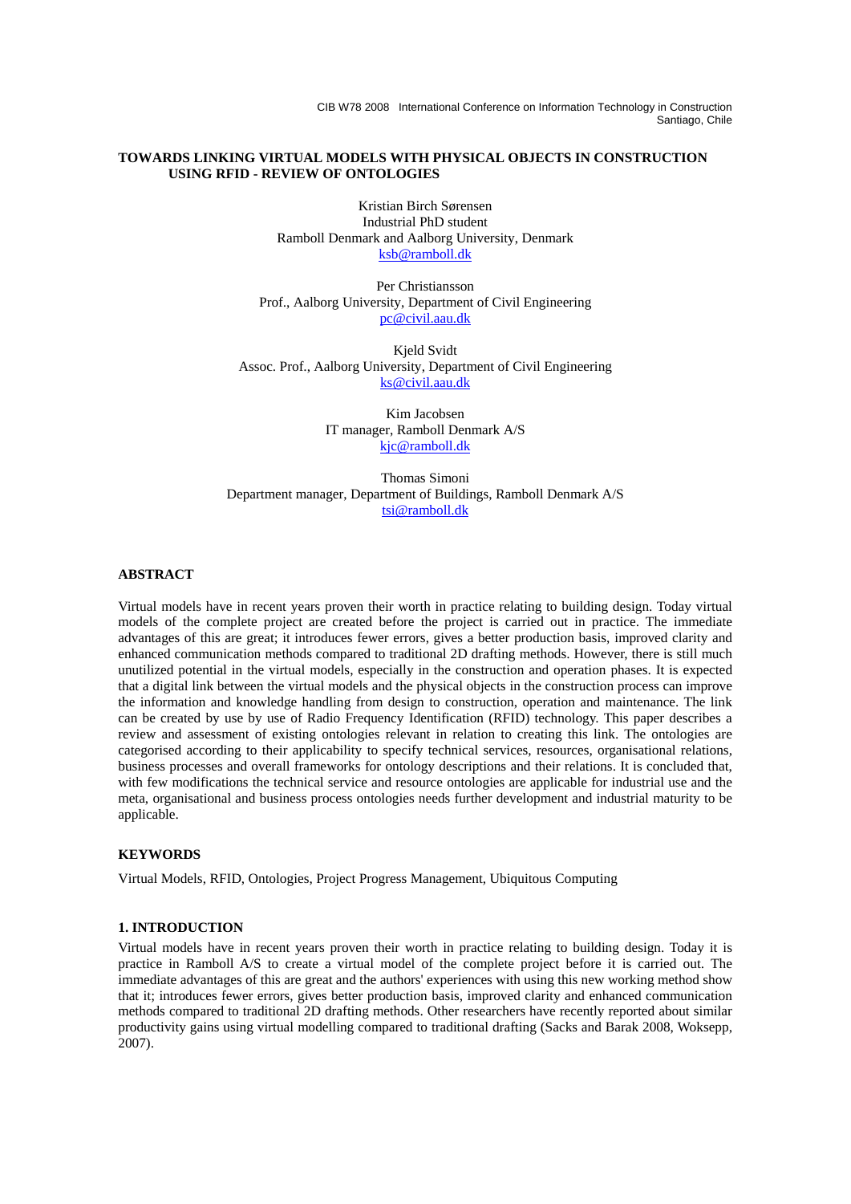CIB W78 2008 International Conference on Information Technology in Construction
Santiago, Chile

# TOWARDS LINKING VIRTUAL MODELS WITH PHYSICAL OBJECTS IN CONSTRUCTION USING RFID - REVIEW OF ONTOLOGIES

Kristian Birch Sørensen
Industrial PhD student
Ramboll Denmark and Aalborg University, Denmark
ksb@ramboll.dk

Per Christiansson
Prof., Aalborg University, Department of Civil Engineering
pc@civil.aau.dk

Kjeld Svidt
Assoc. Prof., Aalborg University, Department of Civil Engineering
ks@civil.aau.dk

Kim Jacobsen
IT manager, Ramboll Denmark A/S
kjc@ramboll.dk

Thomas Simoni
Department manager, Department of Buildings, Ramboll Denmark A/S
tsi@ramboll.dk

## ABSTRACT

Virtual models have in recent years proven their worth in practice relating to building design. Today virtual models of the complete project are created before the project is carried out in practice. The immediate advantages of this are great; it introduces fewer errors, gives a better production basis, improved clarity and enhanced communication methods compared to traditional 2D drafting methods. However, there is still much unutilized potential in the virtual models, especially in the construction and operation phases. It is expected that a digital link between the virtual models and the physical objects in the construction process can improve the information and knowledge handling from design to construction, operation and maintenance. The link can be created by use by use of Radio Frequency Identification (RFID) technology. This paper describes a review and assessment of existing ontologies relevant in relation to creating this link. The ontologies are categorised according to their applicability to specify technical services, resources, organisational relations, business processes and overall frameworks for ontology descriptions and their relations. It is concluded that, with few modifications the technical service and resource ontologies are applicable for industrial use and the meta, organisational and business process ontologies needs further development and industrial maturity to be applicable.

## KEYWORDS

Virtual Models, RFID, Ontologies, Project Progress Management, Ubiquitous Computing

## 1. INTRODUCTION

Virtual models have in recent years proven their worth in practice relating to building design. Today it is practice in Ramboll A/S to create a virtual model of the complete project before it is carried out. The immediate advantages of this are great and the authors' experiences with using this new working method show that it; introduces fewer errors, gives better production basis, improved clarity and enhanced communication methods compared to traditional 2D drafting methods. Other researchers have recently reported about similar productivity gains using virtual modelling compared to traditional drafting (Sacks and Barak 2008, Woksepp, 2007).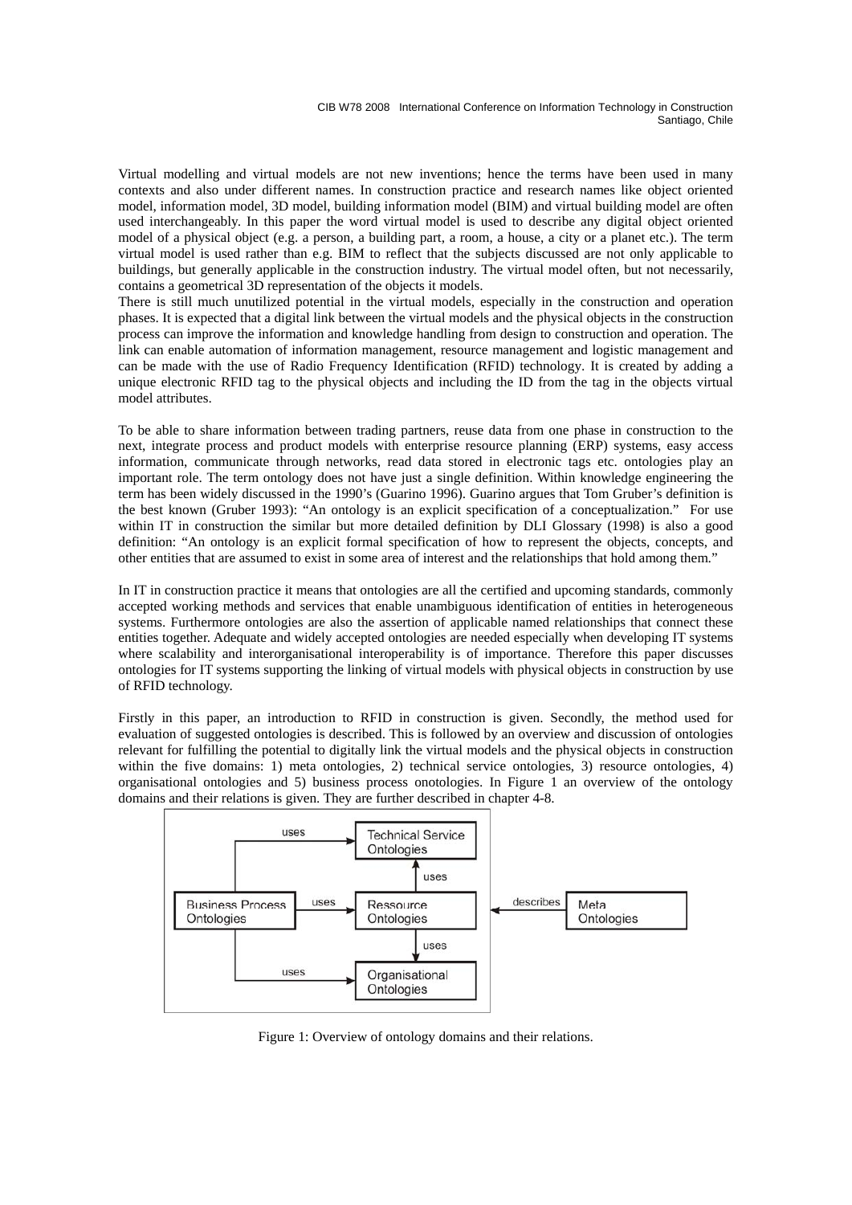Virtual modelling and virtual models are not new inventions; hence the terms have been used in many contexts and also under different names. In construction practice and research names like object oriented model, information model, 3D model, building information model (BIM) and virtual building model are often used interchangeably. In this paper the word virtual model is used to describe any digital object oriented model of a physical object (e.g. a person, a building part, a room, a house, a city or a planet etc.). The term virtual model is used rather than e.g. BIM to reflect that the subjects discussed are not only applicable to buildings, but generally applicable in the construction industry. The virtual model often, but not necessarily, contains a geometrical 3D representation of the objects it models.
There is still much unutilized potential in the virtual models, especially in the construction and operation phases. It is expected that a digital link between the virtual models and the physical objects in the construction process can improve the information and knowledge handling from design to construction and operation. The link can enable automation of information management, resource management and logistic management and can be made with the use of Radio Frequency Identification (RFID) technology. It is created by adding a unique electronic RFID tag to the physical objects and including the ID from the tag in the objects virtual model attributes.

To be able to share information between trading partners, reuse data from one phase in construction to the next, integrate process and product models with enterprise resource planning (ERP) systems, easy access information, communicate through networks, read data stored in electronic tags etc. ontologies play an important role. The term ontology does not have just a single definition. Within knowledge engineering the term has been widely discussed in the 1990's (Guarino 1996). Guarino argues that Tom Gruber's definition is the best known (Gruber 1993): "An ontology is an explicit specification of a conceptualization." For use within IT in construction the similar but more detailed definition by DLI Glossary (1998) is also a good definition: "An ontology is an explicit formal specification of how to represent the objects, concepts, and other entities that are assumed to exist in some area of interest and the relationships that hold among them."

In IT in construction practice it means that ontologies are all the certified and upcoming standards, commonly accepted working methods and services that enable unambiguous identification of entities in heterogeneous systems. Furthermore ontologies are also the assertion of applicable named relationships that connect these entities together. Adequate and widely accepted ontologies are needed especially when developing IT systems where scalability and interorganisational interoperability is of importance. Therefore this paper discusses ontologies for IT systems supporting the linking of virtual models with physical objects in construction by use of RFID technology.

Firstly in this paper, an introduction to RFID in construction is given. Secondly, the method used for evaluation of suggested ontologies is described. This is followed by an overview and discussion of ontologies relevant for fulfilling the potential to digitally link the virtual models and the physical objects in construction within the five domains: 1) meta ontologies, 2) technical service ontologies, 3) resource ontologies, 4) organisational ontologies and 5) business process onotologies. In Figure 1 an overview of the ontology domains and their relations is given. They are further described in chapter 4-8.

Figure 1: Overview of ontology domains and their relations.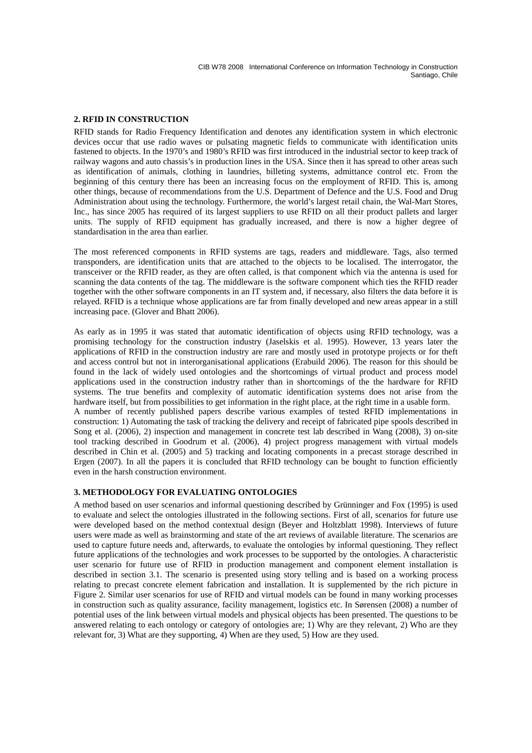## 2. RFID IN CONSTRUCTION

RFID stands for Radio Frequency Identification and denotes any identification system in which electronic devices occur that use radio waves or pulsating magnetic fields to communicate with identification units fastened to objects. In the 1970's and 1980's RFID was first introduced in the industrial sector to keep track of railway wagons and auto chassis's in production lines in the USA. Since then it has spread to other areas such as identification of animals, clothing in laundries, billeting systems, admittance control etc. From the beginning of this century there has been an increasing focus on the employment of RFID. This is, among other things, because of recommendations from the U.S. Department of Defence and the U.S. Food and Drug Administration about using the technology. Furthermore, the world's largest retail chain, the Wal-Mart Stores, Inc., has since 2005 has required of its largest suppliers to use RFID on all their product pallets and larger units. The supply of RFID equipment has gradually increased, and there is now a higher degree of standardisation in the area than earlier.

The most referenced components in RFID systems are tags, readers and middleware. Tags, also termed transponders, are identification units that are attached to the objects to be localised. The interrogator, the transceiver or the RFID reader, as they are often called, is that component which via the antenna is used for scanning the data contents of the tag. The middleware is the software component which ties the RFID reader together with the other software components in an IT system and, if necessary, also filters the data before it is relayed. RFID is a technique whose applications are far from finally developed and new areas appear in a still increasing pace. (Glover and Bhatt 2006).

As early as in 1995 it was stated that automatic identification of objects using RFID technology, was a promising technology for the construction industry (Jaselskis et al. 1995). However, 13 years later the applications of RFID in the construction industry are rare and mostly used in prototype projects or for theft and access control but not in interorganisational applications (Erabuild 2006). The reason for this should be found in the lack of widely used ontologies and the shortcomings of virtual product and process model applications used in the construction industry rather than in shortcomings of the the hardware for RFID systems. The true benefits and complexity of automatic identification systems does not arise from the hardware itself, but from possibilities to get information in the right place, at the right time in a usable form.
A number of recently published papers describe various examples of tested RFID implementations in construction: 1) Automating the task of tracking the delivery and receipt of fabricated pipe spools described in Song et al. (2006), 2) inspection and management in concrete test lab described in Wang (2008), 3) on-site tool tracking described in Goodrum et al. (2006), 4) project progress management with virtual models described in Chin et al. (2005) and 5) tracking and locating components in a precast storage described in Ergen (2007). In all the papers it is concluded that RFID technology can be bought to function efficiently even in the harsh construction environment.

## 3. METHODOLOGY FOR EVALUATING ONTOLOGIES

A method based on user scenarios and informal questioning described by Grünninger and Fox (1995) is used to evaluate and select the ontologies illustrated in the following sections. First of all, scenarios for future use were developed based on the method contextual design (Beyer and Holtzblatt 1998). Interviews of future users were made as well as brainstorming and state of the art reviews of available literature. The scenarios are used to capture future needs and, afterwards, to evaluate the ontologies by informal questioning. They reflect future applications of the technologies and work processes to be supported by the ontologies. A characteristic user scenario for future use of RFID in production management and component element installation is described in section 3.1. The scenario is presented using story telling and is based on a working process relating to precast concrete element fabrication and installation. It is supplemented by the rich picture in Figure 2. Similar user scenarios for use of RFID and virtual models can be found in many working processes in construction such as quality assurance, facility management, logistics etc. In Sørensen (2008) a number of potential uses of the link between virtual models and physical objects has been presented. The questions to be answered relating to each ontology or category of ontologies are; 1) Why are they relevant, 2) Who are they relevant for, 3) What are they supporting, 4) When are they used, 5) How are they used.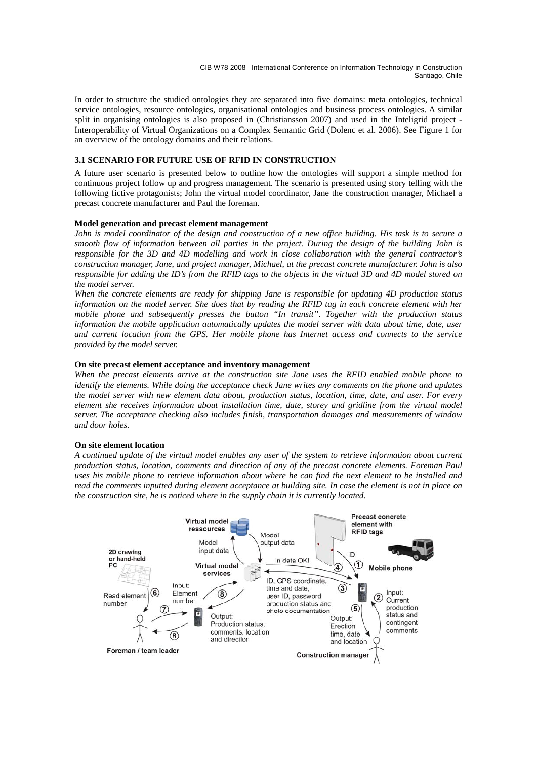In order to structure the studied ontologies they are separated into five domains: meta ontologies, technical service ontologies, resource ontologies, organisational ontologies and business process ontologies. A similar split in organising ontologies is also proposed in (Christiansson 2007) and used in the Inteligrid project - Interoperability of Virtual Organizations on a Complex Semantic Grid (Dolenc et al. 2006). See Figure 1 for an overview of the ontology domains and their relations.

### 3.1 SCENARIO FOR FUTURE USE OF RFID IN CONSTRUCTION

A future user scenario is presented below to outline how the ontologies will support a simple method for continuous project follow up and progress management. The scenario is presented using story telling with the following fictive protagonists; John the virtual model coordinator, Jane the construction manager, Michael a precast concrete manufacturer and Paul the foreman.

#### Model generation and precast element management

*John is model coordinator of the design and construction of a new office building. His task is to secure a smooth flow of information between all parties in the project. During the design of the building John is responsible for the 3D and 4D modelling and work in close collaboration with the general contractor's construction manager, Jane, and project manager, Michael, at the precast concrete manufacturer. John is also responsible for adding the ID's from the RFID tags to the objects in the virtual 3D and 4D model stored on the model server.*

*When the concrete elements are ready for shipping Jane is responsible for updating 4D production status information on the model server. She does that by reading the RFID tag in each concrete element with her mobile phone and subsequently presses the button "In transit". Together with the production status information the mobile application automatically updates the model server with data about time, date, user and current location from the GPS. Her mobile phone has Internet access and connects to the service provided by the model server.*

#### On site precast element acceptance and inventory management

*When the precast elements arrive at the construction site Jane uses the RFID enabled mobile phone to identify the elements. While doing the acceptance check Jane writes any comments on the phone and updates the model server with new element data about, production status, location, time, date, and user. For every element she receives information about installation time, date, storey and gridline from the virtual model server. The acceptance checking also includes finish, transportation damages and measurements of window and door holes.*

#### On site element location

*A continued update of the virtual model enables any user of the system to retrieve information about current production status, location, comments and direction of any of the precast concrete elements. Foreman Paul uses his mobile phone to retrieve information about where he can find the next element to be installed and read the comments inputted during element acceptance at building site. In case the element is not in place on the construction site, he is noticed where in the supply chain it is currently located.*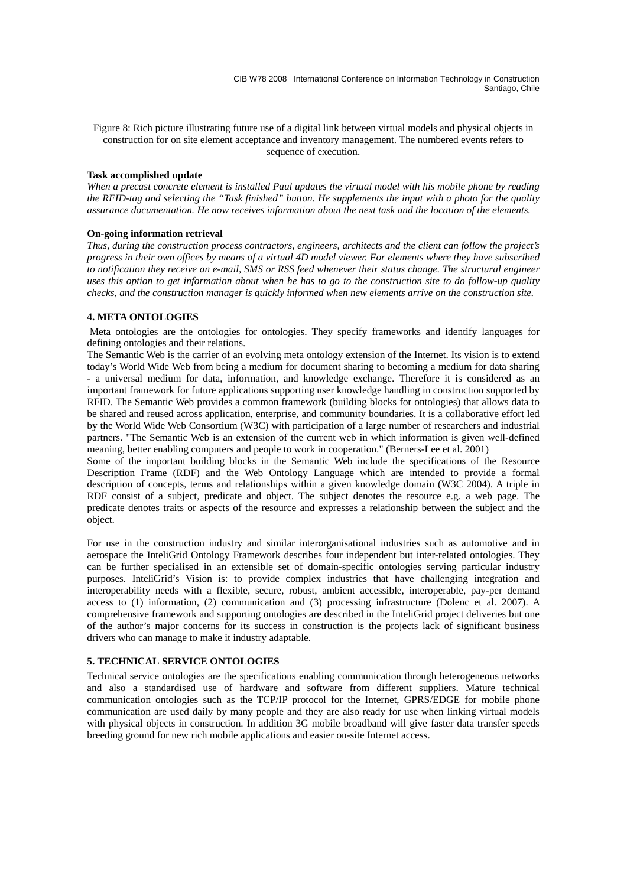Figure 8: Rich picture illustrating future use of a digital link between virtual models and physical objects in construction for on site element acceptance and inventory management. The numbered events refers to sequence of execution.

**Task accomplished update**

*When a precast concrete element is installed Paul updates the virtual model with his mobile phone by reading the RFID-tag and selecting the "Task finished" button. He supplements the input with a photo for the quality assurance documentation. He now receives information about the next task and the location of the elements.*

**On-going information retrieval**

*Thus, during the construction process contractors, engineers, architects and the client can follow the project's progress in their own offices by means of a virtual 4D model viewer. For elements where they have subscribed to notification they receive an e-mail, SMS or RSS feed whenever their status change. The structural engineer uses this option to get information about when he has to go to the construction site to do follow-up quality checks, and the construction manager is quickly informed when new elements arrive on the construction site.*

## 4. META ONTOLOGIES

Meta ontologies are the ontologies for ontologies. They specify frameworks and identify languages for defining ontologies and their relations.

The Semantic Web is the carrier of an evolving meta ontology extension of the Internet. Its vision is to extend today's World Wide Web from being a medium for document sharing to becoming a medium for data sharing - a universal medium for data, information, and knowledge exchange. Therefore it is considered as an important framework for future applications supporting user knowledge handling in construction supported by RFID. The Semantic Web provides a common framework (building blocks for ontologies) that allows data to be shared and reused across application, enterprise, and community boundaries. It is a collaborative effort led by the World Wide Web Consortium (W3C) with participation of a large number of researchers and industrial partners. "The Semantic Web is an extension of the current web in which information is given well-defined meaning, better enabling computers and people to work in cooperation." (Berners-Lee et al. 2001)

Some of the important building blocks in the Semantic Web include the specifications of the Resource Description Frame (RDF) and the Web Ontology Language which are intended to provide a formal description of concepts, terms and relationships within a given knowledge domain (W3C 2004). A triple in RDF consist of a subject, predicate and object. The subject denotes the resource e.g. a web page. The predicate denotes traits or aspects of the resource and expresses a relationship between the subject and the object.

For use in the construction industry and similar interorganisational industries such as automotive and in aerospace the InteliGrid Ontology Framework describes four independent but inter-related ontologies. They can be further specialised in an extensible set of domain-specific ontologies serving particular industry purposes. InteliGrid's Vision is: to provide complex industries that have challenging integration and interoperability needs with a flexible, secure, robust, ambient accessible, interoperable, pay-per demand access to (1) information, (2) communication and (3) processing infrastructure (Dolenc et al. 2007). A comprehensive framework and supporting ontologies are described in the InteliGrid project deliveries but one of the author's major concerns for its success in construction is the projects lack of significant business drivers who can manage to make it industry adaptable.

## 5. TECHNICAL SERVICE ONTOLOGIES

Technical service ontologies are the specifications enabling communication through heterogeneous networks and also a standardised use of hardware and software from different suppliers. Mature technical communication ontologies such as the TCP/IP protocol for the Internet, GPRS/EDGE for mobile phone communication are used daily by many people and they are also ready for use when linking virtual models with physical objects in construction. In addition 3G mobile broadband will give faster data transfer speeds breeding ground for new rich mobile applications and easier on-site Internet access.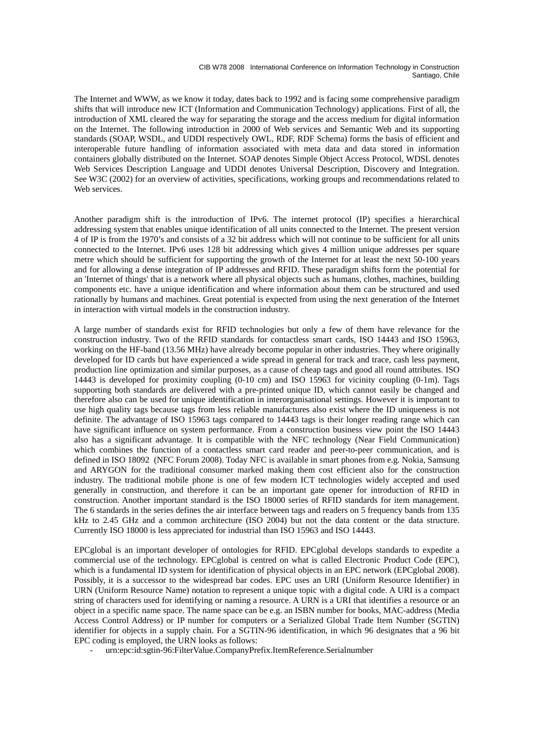The Internet and WWW, as we know it today, dates back to 1992 and is facing some comprehensive paradigm shifts that will introduce new ICT (Information and Communication Technology) applications. First of all, the introduction of XML cleared the way for separating the storage and the access medium for digital information on the Internet. The following introduction in 2000 of Web services and Semantic Web and its supporting standards (SOAP, WSDL, and UDDI respectively OWL, RDF, RDF Schema) forms the basis of efficient and interoperable future handling of information associated with meta data and data stored in information containers globally distributed on the Internet. SOAP denotes Simple Object Access Protocol, WDSL denotes Web Services Description Language and UDDI denotes Universal Description, Discovery and Integration. See W3C (2002) for an overview of activities, specifications, working groups and recommendations related to Web services.

Another paradigm shift is the introduction of IPv6. The internet protocol (IP) specifies a hierarchical addressing system that enables unique identification of all units connected to the Internet. The present version 4 of IP is from the 1970's and consists of a 32 bit address which will not continue to be sufficient for all units connected to the Internet. IPv6 uses 128 bit addressing which gives 4 million unique addresses per square metre which should be sufficient for supporting the growth of the Internet for at least the next 50-100 years and for allowing a dense integration of IP addresses and RFID. These paradigm shifts form the potential for an 'Internet of things' that is a network where all physical objects such as humans, clothes, machines, building components etc. have a unique identification and where information about them can be structured and used rationally by humans and machines. Great potential is expected from using the next generation of the Internet in interaction with virtual models in the construction industry.

A large number of standards exist for RFID technologies but only a few of them have relevance for the construction industry. Two of the RFID standards for contactless smart cards, ISO 14443 and ISO 15963, working on the HF-band (13.56 MHz) have already become popular in other industries. They where originally developed for ID cards but have experienced a wide spread in general for track and trace, cash less payment, production line optimization and similar purposes, as a cause of cheap tags and good all round attributes. ISO 14443 is developed for proximity coupling (0-10 cm) and ISO 15963 for vicinity coupling (0-1m). Tags supporting both standards are delivered with a pre-printed unique ID, which cannot easily be changed and therefore also can be used for unique identification in interorganisational settings. However it is important to use high quality tags because tags from less reliable manufactures also exist where the ID uniqueness is not definite. The advantage of ISO 15963 tags compared to 14443 tags is their longer reading range which can have significant influence on system performance. From a construction business view point the ISO 14443 also has a significant advantage. It is compatible with the NFC technology (Near Field Communication) which combines the function of a contactless smart card reader and peer-to-peer communication, and is defined in ISO 18092 (NFC Forum 2008). Today NFC is available in smart phones from e.g. Nokia, Samsung and ARYGON for the traditional consumer marked making them cost efficient also for the construction industry. The traditional mobile phone is one of few modern ICT technologies widely accepted and used generally in construction, and therefore it can be an important gate opener for introduction of RFID in construction. Another important standard is the ISO 18000 series of RFID standards for item management. The 6 standards in the series defines the air interface between tags and readers on 5 frequency bands from 135 kHz to 2.45 GHz and a common architecture (ISO 2004) but not the data content or the data structure. Currently ISO 18000 is less appreciated for industrial than ISO 15963 and ISO 14443.

EPCglobal is an important developer of ontologies for RFID. EPCglobal develops standards to expedite a commercial use of the technology. EPCglobal is centred on what is called Electronic Product Code (EPC), which is a fundamental ID system for identification of physical objects in an EPC network (EPCglobal 2008). Possibly, it is a successor to the widespread bar codes. EPC uses an URI (Uniform Resource Identifier) in URN (Uniform Resource Name) notation to represent a unique topic with a digital code. A URI is a compact string of characters used for identifying or naming a resource. A URN is a URI that identifies a resource or an object in a specific name space. The name space can be e.g. an ISBN number for books, MAC-address (Media Access Control Address) or IP number for computers or a Serialized Global Trade Item Number (SGTIN) identifier for objects in a supply chain. For a SGTIN-96 identification, in which 96 designates that a 96 bit EPC coding is employed, the URN looks as follows:

- urn:epc:id:sgtin-96:FilterValue.CompanyPrefix.ItemReference.Serialnumber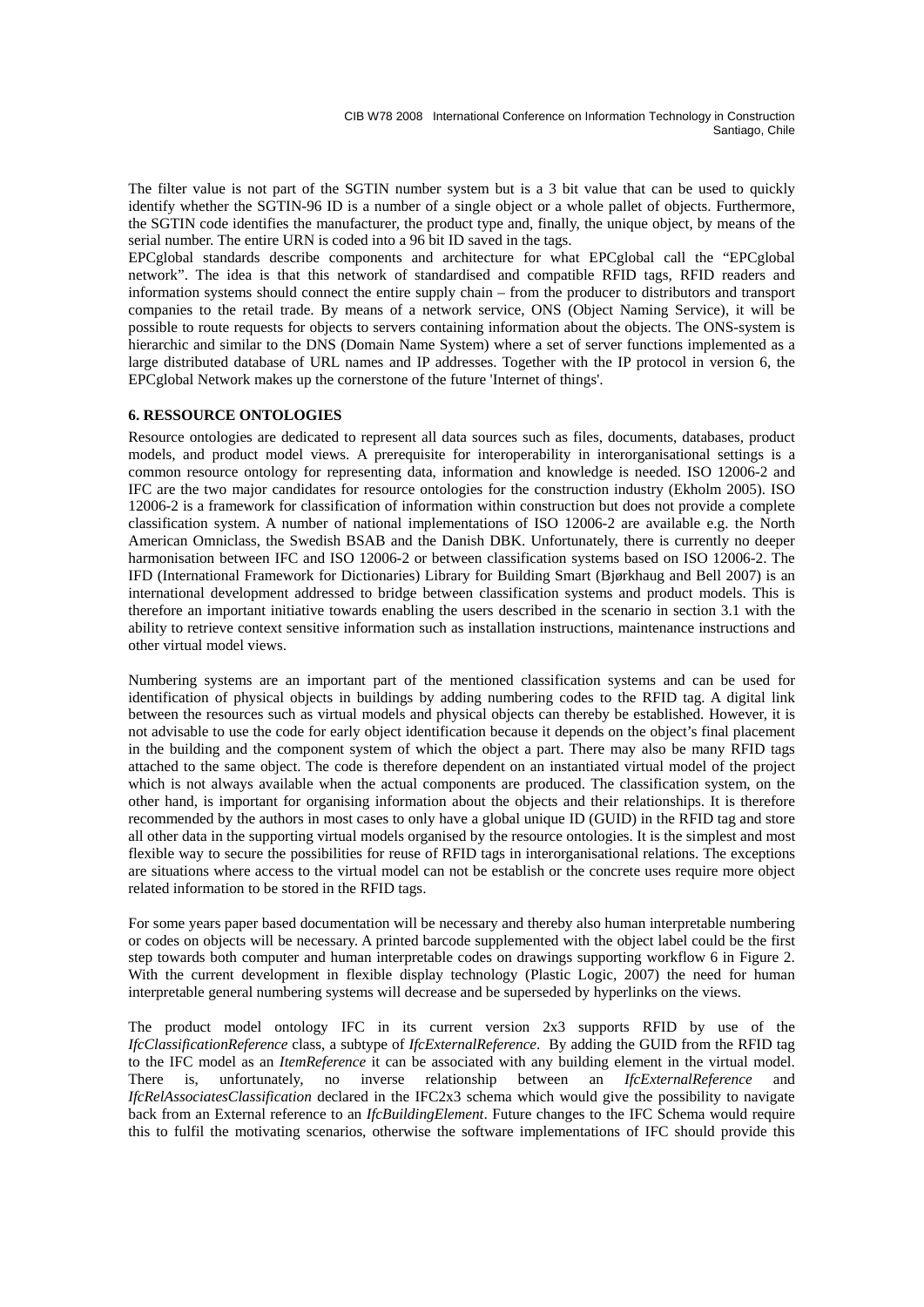The filter value is not part of the SGTIN number system but is a 3 bit value that can be used to quickly identify whether the SGTIN-96 ID is a number of a single object or a whole pallet of objects. Furthermore, the SGTIN code identifies the manufacturer, the product type and, finally, the unique object, by means of the serial number. The entire URN is coded into a 96 bit ID saved in the tags.

EPCglobal standards describe components and architecture for what EPCglobal call the "EPCglobal network". The idea is that this network of standardised and compatible RFID tags, RFID readers and information systems should connect the entire supply chain – from the producer to distributors and transport companies to the retail trade. By means of a network service, ONS (Object Naming Service), it will be possible to route requests for objects to servers containing information about the objects. The ONS-system is hierarchic and similar to the DNS (Domain Name System) where a set of server functions implemented as a large distributed database of URL names and IP addresses. Together with the IP protocol in version 6, the EPCglobal Network makes up the cornerstone of the future 'Internet of things'.

## 6. RESSOURCE ONTOLOGIES

Resource ontologies are dedicated to represent all data sources such as files, documents, databases, product models, and product model views. A prerequisite for interoperability in interorganisational settings is a common resource ontology for representing data, information and knowledge is needed. ISO 12006-2 and IFC are the two major candidates for resource ontologies for the construction industry (Ekholm 2005). ISO 12006-2 is a framework for classification of information within construction but does not provide a complete classification system. A number of national implementations of ISO 12006-2 are available e.g. the North American Omniclass, the Swedish BSAB and the Danish DBK. Unfortunately, there is currently no deeper harmonisation between IFC and ISO 12006-2 or between classification systems based on ISO 12006-2. The IFD (International Framework for Dictionaries) Library for Building Smart (Bjørkhaug and Bell 2007) is an international development addressed to bridge between classification systems and product models. This is therefore an important initiative towards enabling the users described in the scenario in section 3.1 with the ability to retrieve context sensitive information such as installation instructions, maintenance instructions and other virtual model views.

Numbering systems are an important part of the mentioned classification systems and can be used for identification of physical objects in buildings by adding numbering codes to the RFID tag. A digital link between the resources such as virtual models and physical objects can thereby be established. However, it is not advisable to use the code for early object identification because it depends on the object's final placement in the building and the component system of which the object a part. There may also be many RFID tags attached to the same object. The code is therefore dependent on an instantiated virtual model of the project which is not always available when the actual components are produced. The classification system, on the other hand, is important for organising information about the objects and their relationships. It is therefore recommended by the authors in most cases to only have a global unique ID (GUID) in the RFID tag and store all other data in the supporting virtual models organised by the resource ontologies. It is the simplest and most flexible way to secure the possibilities for reuse of RFID tags in interorganisational relations. The exceptions are situations where access to the virtual model can not be establish or the concrete uses require more object related information to be stored in the RFID tags.

For some years paper based documentation will be necessary and thereby also human interpretable numbering or codes on objects will be necessary. A printed barcode supplemented with the object label could be the first step towards both computer and human interpretable codes on drawings supporting workflow 6 in Figure 2. With the current development in flexible display technology (Plastic Logic, 2007) the need for human interpretable general numbering systems will decrease and be superseded by hyperlinks on the views.

The product model ontology IFC in its current version 2x3 supports RFID by use of the *IfcClassificationReference* class, a subtype of *IfcExternalReference*. By adding the GUID from the RFID tag to the IFC model as an *ItemReference* it can be associated with any building element in the virtual model. There is, unfortunately, no inverse relationship between an *IfcExternalReference* and *IfcRelAssociatesClassification* declared in the IFC2x3 schema which would give the possibility to navigate back from an External reference to an *IfcBuildingElement*. Future changes to the IFC Schema would require this to fulfil the motivating scenarios, otherwise the software implementations of IFC should provide this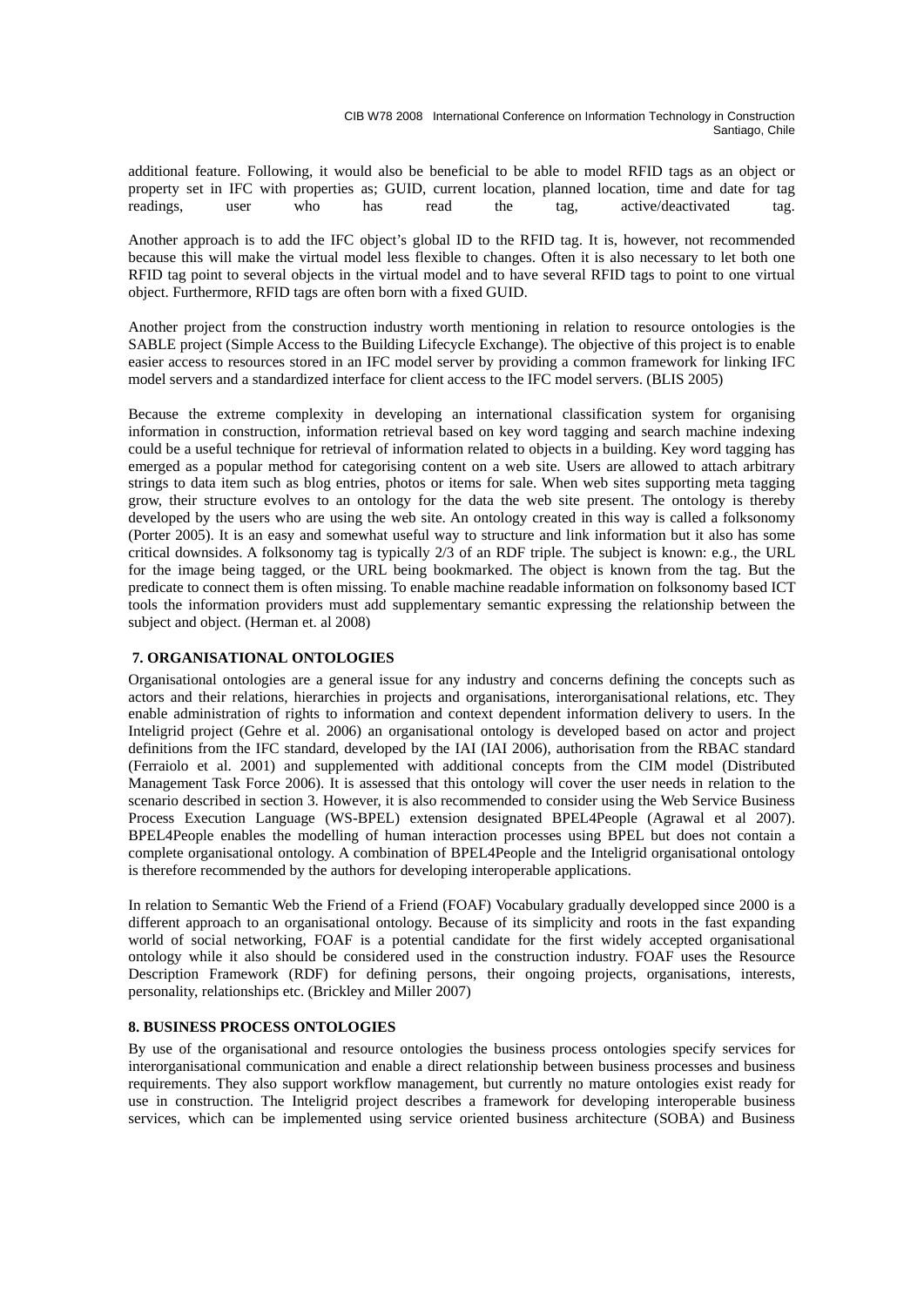additional feature. Following, it would also be beneficial to be able to model RFID tags as an object or property set in IFC with properties as; GUID, current location, planned location, time and date for tag readings, user who has read the tag, active/deactivated tag.

Another approach is to add the IFC object's global ID to the RFID tag. It is, however, not recommended because this will make the virtual model less flexible to changes. Often it is also necessary to let both one RFID tag point to several objects in the virtual model and to have several RFID tags to point to one virtual object. Furthermore, RFID tags are often born with a fixed GUID.

Another project from the construction industry worth mentioning in relation to resource ontologies is the SABLE project (Simple Access to the Building Lifecycle Exchange). The objective of this project is to enable easier access to resources stored in an IFC model server by providing a common framework for linking IFC model servers and a standardized interface for client access to the IFC model servers. (BLIS 2005)

Because the extreme complexity in developing an international classification system for organising information in construction, information retrieval based on key word tagging and search machine indexing could be a useful technique for retrieval of information related to objects in a building. Key word tagging has emerged as a popular method for categorising content on a web site. Users are allowed to attach arbitrary strings to data item such as blog entries, photos or items for sale. When web sites supporting meta tagging grow, their structure evolves to an ontology for the data the web site present. The ontology is thereby developed by the users who are using the web site. An ontology created in this way is called a folksonomy (Porter 2005). It is an easy and somewhat useful way to structure and link information but it also has some critical downsides. A folksonomy tag is typically 2/3 of an RDF triple. The subject is known: e.g., the URL for the image being tagged, or the URL being bookmarked. The object is known from the tag. But the predicate to connect them is often missing. To enable machine readable information on folksonomy based ICT tools the information providers must add supplementary semantic expressing the relationship between the subject and object. (Herman et. al 2008)

## 7. ORGANISATIONAL ONTOLOGIES

Organisational ontologies are a general issue for any industry and concerns defining the concepts such as actors and their relations, hierarchies in projects and organisations, interorganisational relations, etc. They enable administration of rights to information and context dependent information delivery to users. In the Inteligrid project (Gehre et al. 2006) an organisational ontology is developed based on actor and project definitions from the IFC standard, developed by the IAI (IAI 2006), authorisation from the RBAC standard (Ferraiolo et al. 2001) and supplemented with additional concepts from the CIM model (Distributed Management Task Force 2006). It is assessed that this ontology will cover the user needs in relation to the scenario described in section 3. However, it is also recommended to consider using the Web Service Business Process Execution Language (WS-BPEL) extension designated BPEL4People (Agrawal et al 2007). BPEL4People enables the modelling of human interaction processes using BPEL but does not contain a complete organisational ontology. A combination of BPEL4People and the Inteligrid organisational ontology is therefore recommended by the authors for developing interoperable applications.

In relation to Semantic Web the Friend of a Friend (FOAF) Vocabulary gradually developped since 2000 is a different approach to an organisational ontology. Because of its simplicity and roots in the fast expanding world of social networking, FOAF is a potential candidate for the first widely accepted organisational ontology while it also should be considered used in the construction industry. FOAF uses the Resource Description Framework (RDF) for defining persons, their ongoing projects, organisations, interests, personality, relationships etc. (Brickley and Miller 2007)

## 8. BUSINESS PROCESS ONTOLOGIES

By use of the organisational and resource ontologies the business process ontologies specify services for interorganisational communication and enable a direct relationship between business processes and business requirements. They also support workflow management, but currently no mature ontologies exist ready for use in construction. The Inteligrid project describes a framework for developing interoperable business services, which can be implemented using service oriented business architecture (SOBA) and Business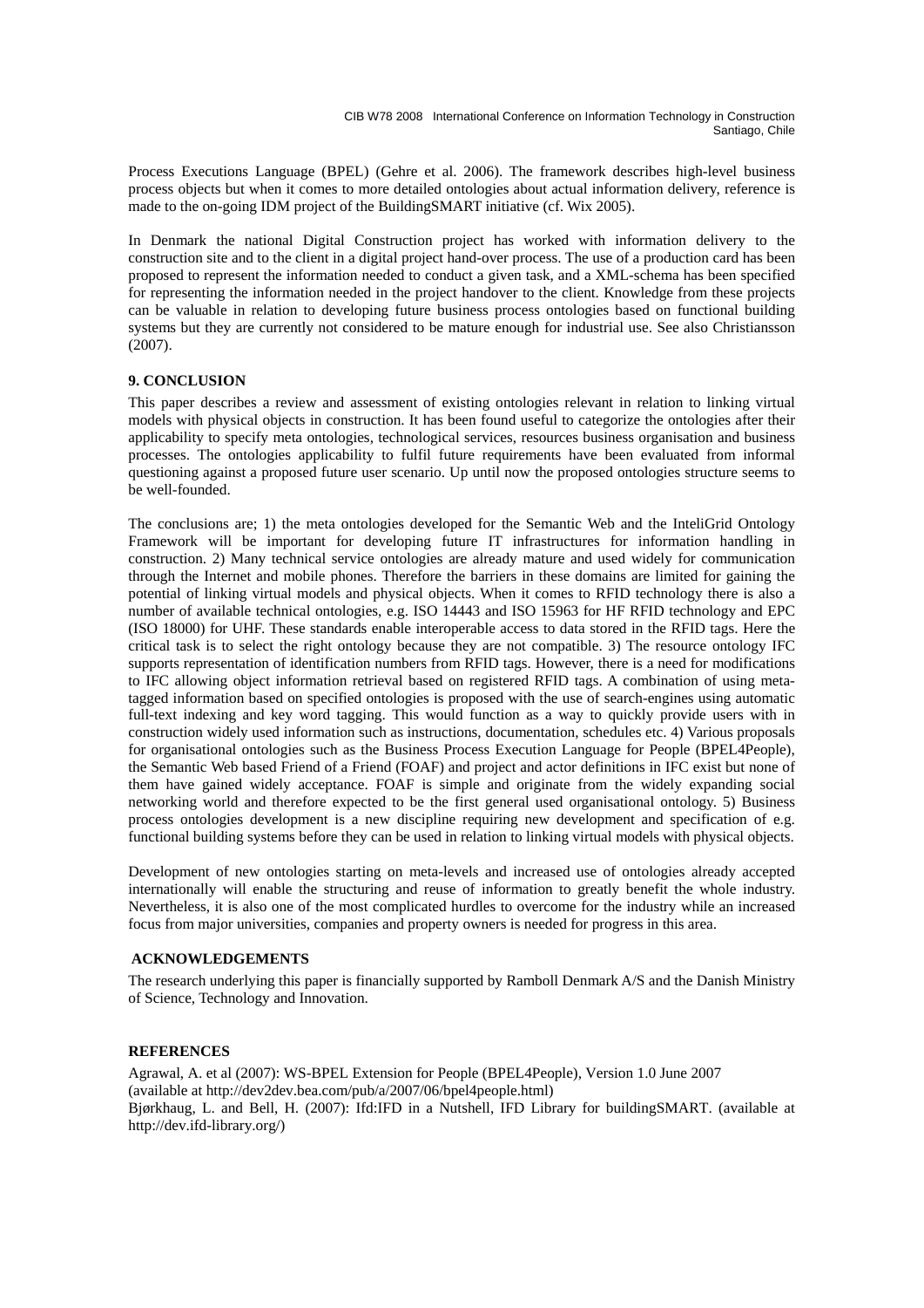Process Executions Language (BPEL) (Gehre et al. 2006). The framework describes high-level business process objects but when it comes to more detailed ontologies about actual information delivery, reference is made to the on-going IDM project of the BuildingSMART initiative (cf. Wix 2005).

In Denmark the national Digital Construction project has worked with information delivery to the construction site and to the client in a digital project hand-over process. The use of a production card has been proposed to represent the information needed to conduct a given task, and a XML-schema has been specified for representing the information needed in the project handover to the client. Knowledge from these projects can be valuable in relation to developing future business process ontologies based on functional building systems but they are currently not considered to be mature enough for industrial use. See also Christiansson (2007).

## 9. CONCLUSION

This paper describes a review and assessment of existing ontologies relevant in relation to linking virtual models with physical objects in construction. It has been found useful to categorize the ontologies after their applicability to specify meta ontologies, technological services, resources business organisation and business processes. The ontologies applicability to fulfil future requirements have been evaluated from informal questioning against a proposed future user scenario. Up until now the proposed ontologies structure seems to be well-founded.

The conclusions are; 1) the meta ontologies developed for the Semantic Web and the InteliGrid Ontology Framework will be important for developing future IT infrastructures for information handling in construction. 2) Many technical service ontologies are already mature and used widely for communication through the Internet and mobile phones. Therefore the barriers in these domains are limited for gaining the potential of linking virtual models and physical objects. When it comes to RFID technology there is also a number of available technical ontologies, e.g. ISO 14443 and ISO 15963 for HF RFID technology and EPC (ISO 18000) for UHF. These standards enable interoperable access to data stored in the RFID tags. Here the critical task is to select the right ontology because they are not compatible. 3) The resource ontology IFC supports representation of identification numbers from RFID tags. However, there is a need for modifications to IFC allowing object information retrieval based on registered RFID tags. A combination of using meta-tagged information based on specified ontologies is proposed with the use of search-engines using automatic full-text indexing and key word tagging. This would function as a way to quickly provide users with in construction widely used information such as instructions, documentation, schedules etc. 4) Various proposals for organisational ontologies such as the Business Process Execution Language for People (BPEL4People), the Semantic Web based Friend of a Friend (FOAF) and project and actor definitions in IFC exist but none of them have gained widely acceptance. FOAF is simple and originate from the widely expanding social networking world and therefore expected to be the first general used organisational ontology. 5) Business process ontologies development is a new discipline requiring new development and specification of e.g. functional building systems before they can be used in relation to linking virtual models with physical objects.

Development of new ontologies starting on meta-levels and increased use of ontologies already accepted internationally will enable the structuring and reuse of information to greatly benefit the whole industry. Nevertheless, it is also one of the most complicated hurdles to overcome for the industry while an increased focus from major universities, companies and property owners is needed for progress in this area.

## ACKNOWLEDGEMENTS

The research underlying this paper is financially supported by Ramboll Denmark A/S and the Danish Ministry of Science, Technology and Innovation.

## REFERENCES

Agrawal, A. et al (2007): WS-BPEL Extension for People (BPEL4People), Version 1.0 June 2007 (available at http://dev2dev.bea.com/pub/a/2007/06/bpel4people.html)

Bjørkhaug, L. and Bell, H. (2007): Ifd:IFD in a Nutshell, IFD Library for buildingSMART. (available at http://dev.ifd-library.org/)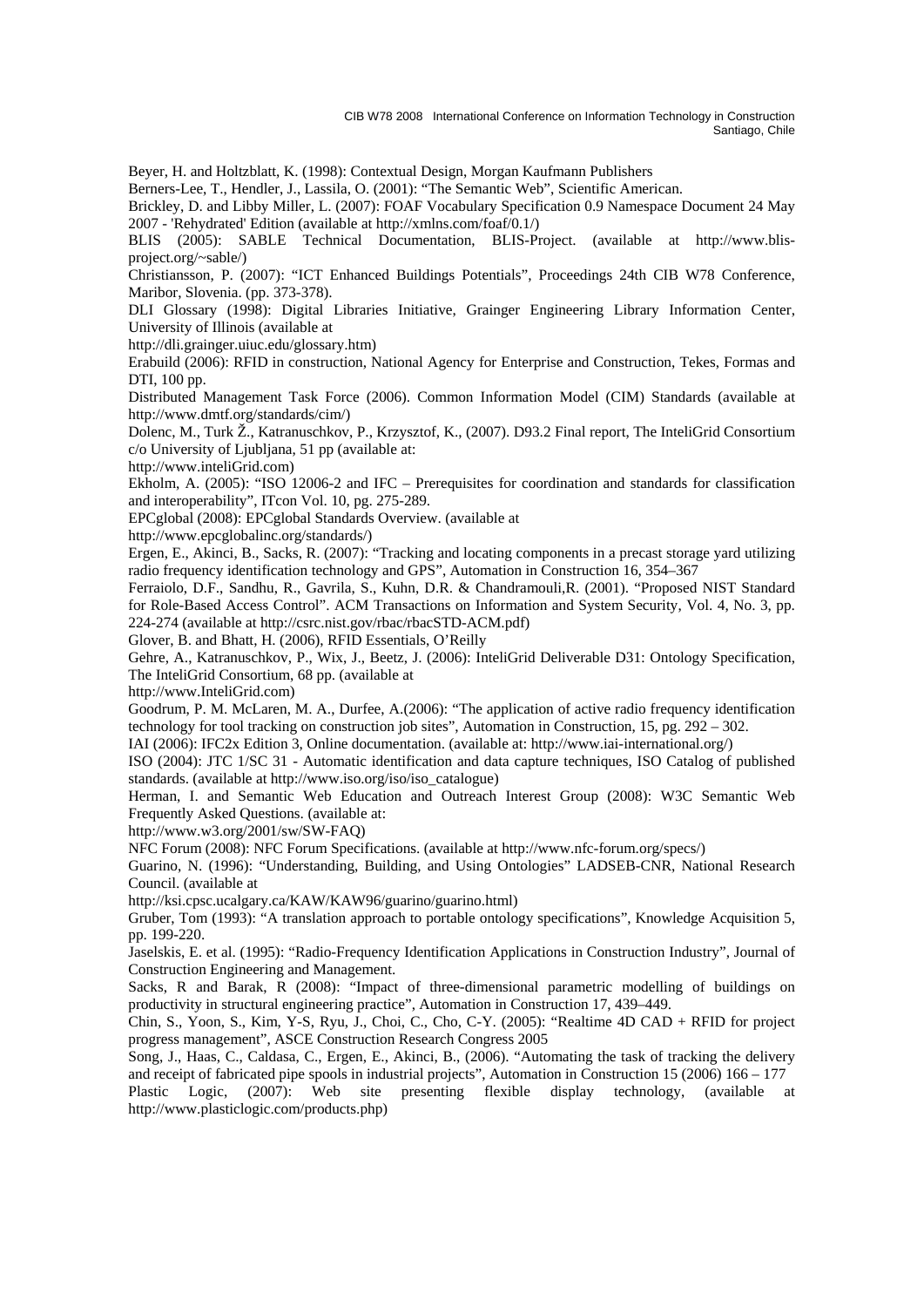Beyer, H. and Holtzblatt, K. (1998): Contextual Design, Morgan Kaufmann Publishers

Berners-Lee, T., Hendler, J., Lassila, O. (2001): "The Semantic Web", Scientific American.

Brickley, D. and Libby Miller, L. (2007): FOAF Vocabulary Specification 0.9 Namespace Document 24 May 2007 - 'Rehydrated' Edition (available at http://xmlns.com/foaf/0.1/)

BLIS (2005): SABLE Technical Documentation, BLIS-Project. (available at http://www.blis-project.org/~sable/)

Christiansson, P. (2007): "ICT Enhanced Buildings Potentials", Proceedings 24th CIB W78 Conference, Maribor, Slovenia. (pp. 373-378).

DLI Glossary (1998): Digital Libraries Initiative, Grainger Engineering Library Information Center, University of Illinois (available at http://dli.grainger.uiuc.edu/glossary.htm)

Erabuild (2006): RFID in construction, National Agency for Enterprise and Construction, Tekes, Formas and DTI, 100 pp.

Distributed Management Task Force (2006). Common Information Model (CIM) Standards (available at http://www.dmtf.org/standards/cim/)

Dolenc, M., Turk Ž., Katranuschkov, P., Krzysztof, K., (2007). D93.2 Final report, The InteliGrid Consortium c/o University of Ljubljana, 51 pp (available at: http://www.inteliGrid.com)

Ekholm, A. (2005): "ISO 12006-2 and IFC – Prerequisites for coordination and standards for classification and interoperability", ITcon Vol. 10, pg. 275-289.

EPCglobal (2008): EPCglobal Standards Overview. (available at http://www.epcglobalinc.org/standards/)

Ergen, E., Akinci, B., Sacks, R. (2007): "Tracking and locating components in a precast storage yard utilizing radio frequency identification technology and GPS", Automation in Construction 16, 354–367

Ferraiolo, D.F., Sandhu, R., Gavrila, S., Kuhn, D.R. & Chandramouli,R. (2001). "Proposed NIST Standard for Role-Based Access Control". ACM Transactions on Information and System Security, Vol. 4, No. 3, pp. 224-274 (available at http://csrc.nist.gov/rbac/rbacSTD-ACM.pdf)

Glover, B. and Bhatt, H. (2006), RFID Essentials, O'Reilly

Gehre, A., Katranuschkov, P., Wix, J., Beetz, J. (2006): InteliGrid Deliverable D31: Ontology Specification, The InteliGrid Consortium, 68 pp. (available at http://www.InteliGrid.com)

Goodrum, P. M. McLaren, M. A., Durfee, A.(2006): "The application of active radio frequency identification technology for tool tracking on construction job sites", Automation in Construction, 15, pg. 292 – 302.

IAI (2006): IFC2x Edition 3, Online documentation. (available at: http://www.iai-international.org/)

ISO (2004): JTC 1/SC 31 - Automatic identification and data capture techniques, ISO Catalog of published standards. (available at http://www.iso.org/iso/iso_catalogue)

Herman, I. and Semantic Web Education and Outreach Interest Group (2008): W3C Semantic Web Frequently Asked Questions. (available at: http://www.w3.org/2001/sw/SW-FAQ)

NFC Forum (2008): NFC Forum Specifications. (available at http://www.nfc-forum.org/specs/)

Guarino, N. (1996): "Understanding, Building, and Using Ontologies" LADSEB-CNR, National Research Council. (available at http://ksi.cpsc.ucalgary.ca/KAW/KAW96/guarino/guarino.html)

Gruber, Tom (1993): "A translation approach to portable ontology specifications", Knowledge Acquisition 5, pp. 199-220.

Jaselskis, E. et al. (1995): "Radio-Frequency Identification Applications in Construction Industry", Journal of Construction Engineering and Management.

Sacks, R and Barak, R (2008): "Impact of three-dimensional parametric modelling of buildings on productivity in structural engineering practice", Automation in Construction 17, 439–449.

Chin, S., Yoon, S., Kim, Y-S, Ryu, J., Choi, C., Cho, C-Y. (2005): "Realtime 4D CAD + RFID for project progress management", ASCE Construction Research Congress 2005

Song, J., Haas, C., Caldasa, C., Ergen, E., Akinci, B., (2006). "Automating the task of tracking the delivery and receipt of fabricated pipe spools in industrial projects", Automation in Construction 15 (2006) 166 – 177

Plastic Logic, (2007): Web site presenting flexible display technology, (available at http://www.plasticlogic.com/products.php)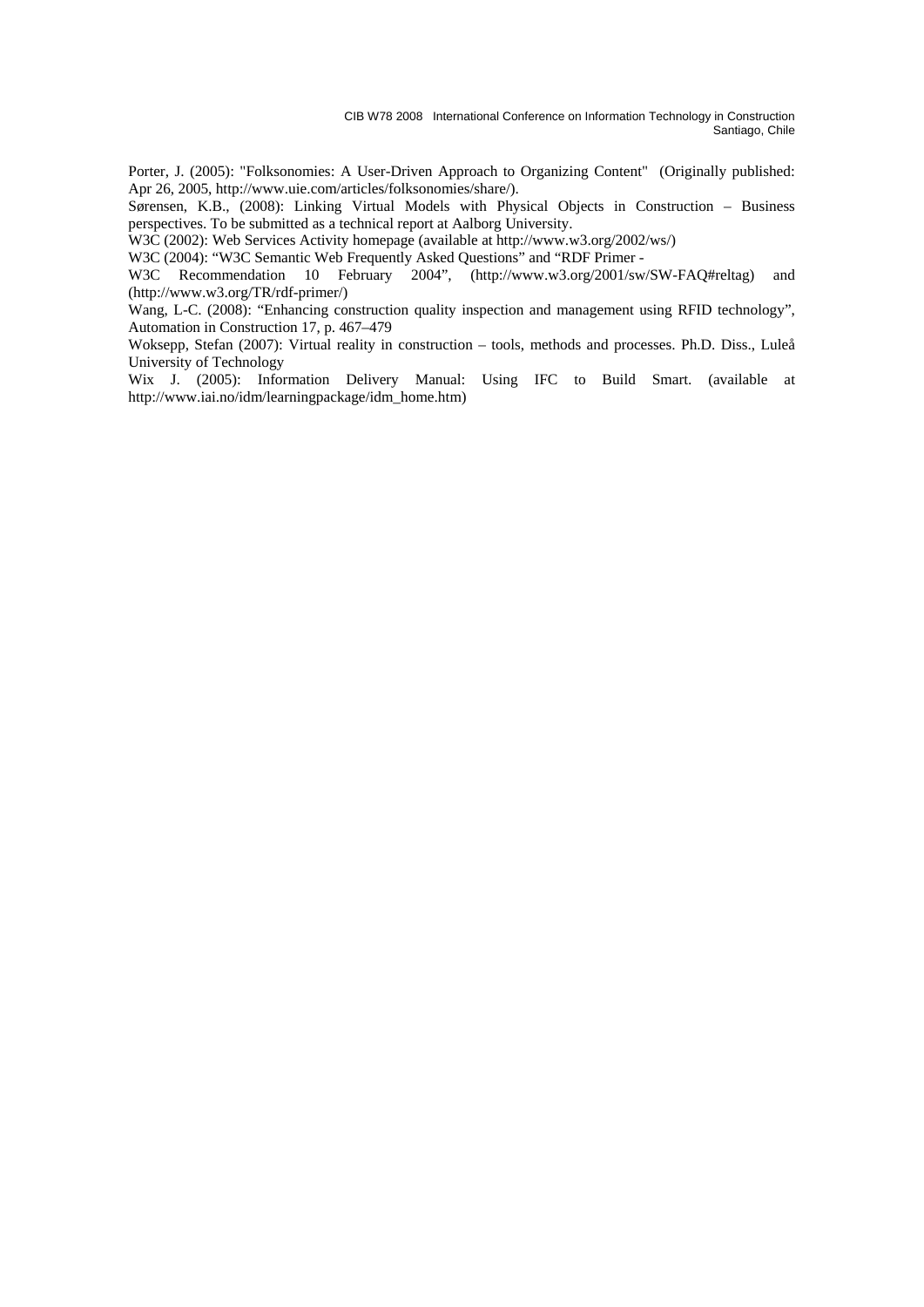Porter, J. (2005): "Folksonomies: A User-Driven Approach to Organizing Content" (Originally published: Apr 26, 2005, http://www.uie.com/articles/folksonomies/share/).

Sørensen, K.B., (2008): Linking Virtual Models with Physical Objects in Construction – Business perspectives. To be submitted as a technical report at Aalborg University.

W3C (2002): Web Services Activity homepage (available at http://www.w3.org/2002/ws/)

W3C (2004): "W3C Semantic Web Frequently Asked Questions" and "RDF Primer - W3C Recommendation 10 February 2004", (http://www.w3.org/2001/sw/SW-FAQ#reltag) and (http://www.w3.org/TR/rdf-primer/)

Wang, L-C. (2008): "Enhancing construction quality inspection and management using RFID technology", Automation in Construction 17, p. 467–479

Woksepp, Stefan (2007): Virtual reality in construction – tools, methods and processes. Ph.D. Diss., Luleå University of Technology

Wix J. (2005): Information Delivery Manual: Using IFC to Build Smart. (available at http://www.iai.no/idm/learningpackage/idm_home.htm)